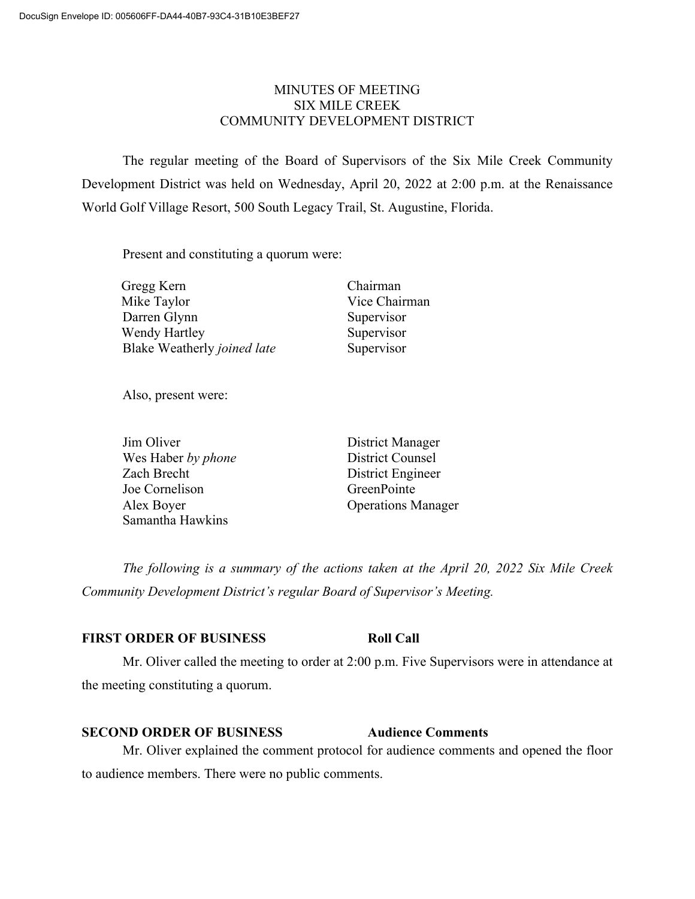DocuSign Envelope ID: 005606FF-DA44-40B7-93C4-31B10E3BEF27

# MINUTES OF MEETING
# SIX MILE CREEK
# COMMUNITY DEVELOPMENT DISTRICT

The regular meeting of the Board of Supervisors of the Six Mile Creek Community Development District was held on Wednesday, April 20, 2022 at 2:00 p.m. at the Renaissance World Golf Village Resort, 500 South Legacy Trail, St. Augustine, Florida.

Present and constituting a quorum were:

| | |
|---|---|
| Gregg Kern | Chairman |
| Mike Taylor | Vice Chairman |
| Darren Glynn | Supervisor |
| Wendy Hartley | Supervisor |
| Blake Weatherly *joined late* | Supervisor |

Also, present were:

| | |
|---|---|
| Jim Oliver | District Manager |
| Wes Haber *by phone* | District Counsel |
| Zach Brecht | District Engineer |
| Joe Cornelison | GreenPointe |
| Alex Boyer | Operations Manager |
| Samantha Hawkins | |

*The following is a summary of the actions taken at the April 20, 2022 Six Mile Creek Community Development District's regular Board of Supervisor's Meeting.*

**FIRST ORDER OF BUSINESS** **Roll Call**

Mr. Oliver called the meeting to order at 2:00 p.m. Five Supervisors were in attendance at the meeting constituting a quorum.

**SECOND ORDER OF BUSINESS** **Audience Comments**

Mr. Oliver explained the comment protocol for audience comments and opened the floor to audience members. There were no public comments.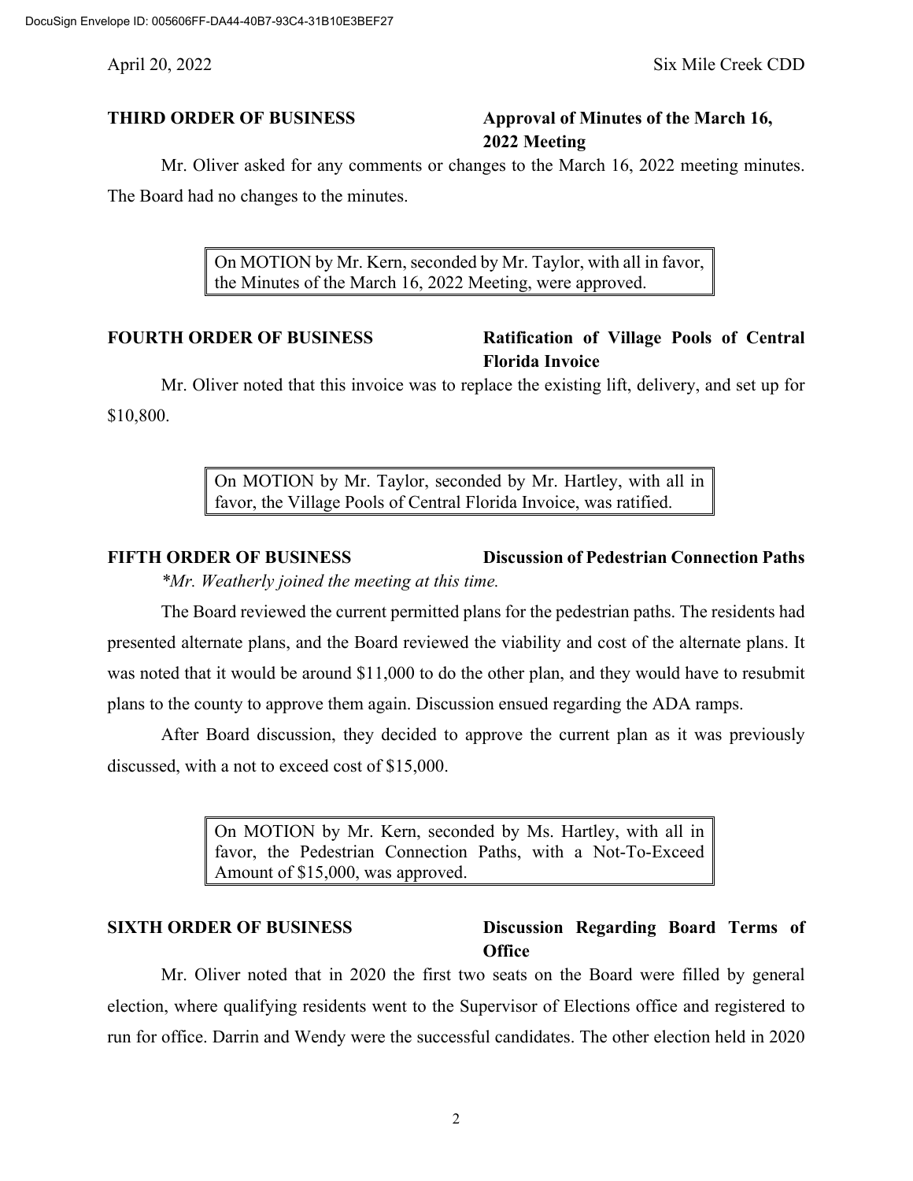**THIRD ORDER OF BUSINESS** **Approval of Minutes of the March 16, 2022 Meeting**

Mr. Oliver asked for any comments or changes to the March 16, 2022 meeting minutes. The Board had no changes to the minutes.

> On MOTION by Mr. Kern, seconded by Mr. Taylor, with all in favor, the Minutes of the March 16, 2022 Meeting, were approved.

**FOURTH ORDER OF BUSINESS** **Ratification of Village Pools of Central Florida Invoice**

Mr. Oliver noted that this invoice was to replace the existing lift, delivery, and set up for $10,800.

> On MOTION by Mr. Taylor, seconded by Mr. Hartley, with all in favor, the Village Pools of Central Florida Invoice, was ratified.

**FIFTH ORDER OF BUSINESS** **Discussion of Pedestrian Connection Paths**

*\*Mr. Weatherly joined the meeting at this time.*

The Board reviewed the current permitted plans for the pedestrian paths. The residents had presented alternate plans, and the Board reviewed the viability and cost of the alternate plans. It was noted that it would be around $11,000 to do the other plan, and they would have to resubmit plans to the county to approve them again. Discussion ensued regarding the ADA ramps.

After Board discussion, they decided to approve the current plan as it was previously discussed, with a not to exceed cost of $15,000.

> On MOTION by Mr. Kern, seconded by Ms. Hartley, with all in favor, the Pedestrian Connection Paths, with a Not-To-Exceed Amount of $15,000, was approved.

**SIXTH ORDER OF BUSINESS** **Discussion Regarding Board Terms of Office**

Mr. Oliver noted that in 2020 the first two seats on the Board were filled by general election, where qualifying residents went to the Supervisor of Elections office and registered to run for office. Darrin and Wendy were the successful candidates. The other election held in 2020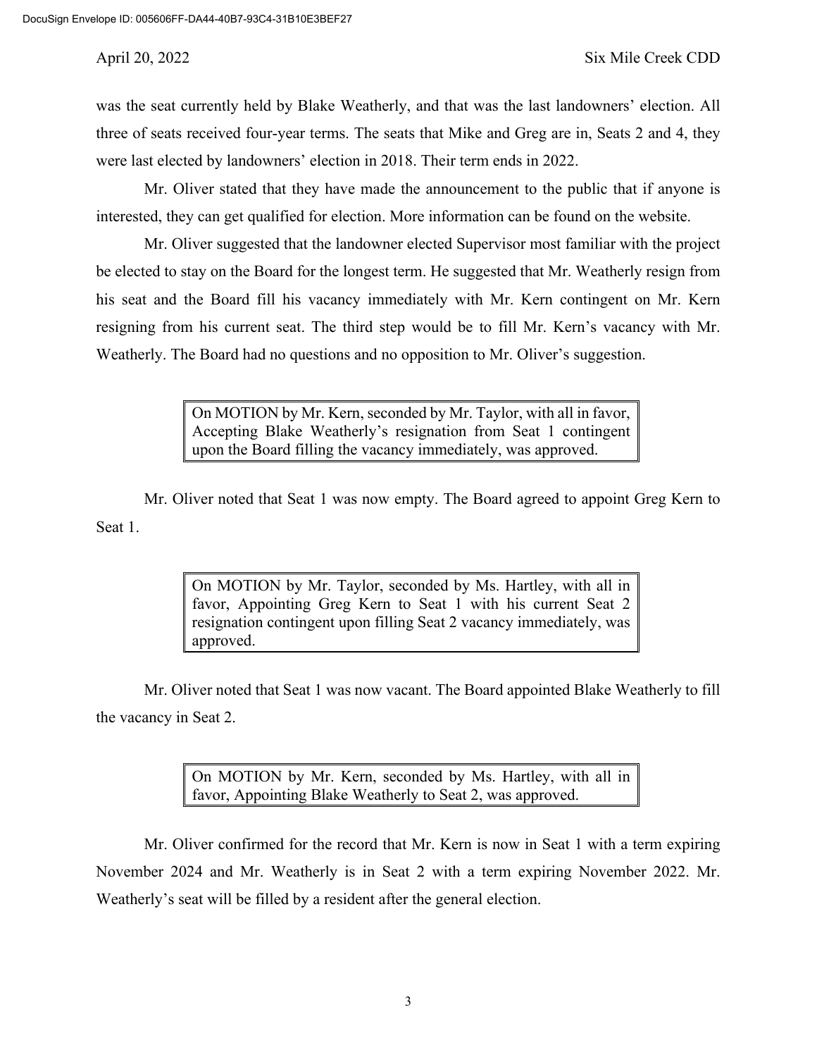was the seat currently held by Blake Weatherly, and that was the last landowners' election. All three of seats received four-year terms. The seats that Mike and Greg are in, Seats 2 and 4, they were last elected by landowners' election in 2018. Their term ends in 2022.

Mr. Oliver stated that they have made the announcement to the public that if anyone is interested, they can get qualified for election. More information can be found on the website.

Mr. Oliver suggested that the landowner elected Supervisor most familiar with the project be elected to stay on the Board for the longest term. He suggested that Mr. Weatherly resign from his seat and the Board fill his vacancy immediately with Mr. Kern contingent on Mr. Kern resigning from his current seat. The third step would be to fill Mr. Kern's vacancy with Mr. Weatherly. The Board had no questions and no opposition to Mr. Oliver's suggestion.

> On MOTION by Mr. Kern, seconded by Mr. Taylor, with all in favor, Accepting Blake Weatherly's resignation from Seat 1 contingent upon the Board filling the vacancy immediately, was approved.

Mr. Oliver noted that Seat 1 was now empty. The Board agreed to appoint Greg Kern to Seat 1.

> On MOTION by Mr. Taylor, seconded by Ms. Hartley, with all in favor, Appointing Greg Kern to Seat 1 with his current Seat 2 resignation contingent upon filling Seat 2 vacancy immediately, was approved.

Mr. Oliver noted that Seat 1 was now vacant. The Board appointed Blake Weatherly to fill the vacancy in Seat 2.

> On MOTION by Mr. Kern, seconded by Ms. Hartley, with all in favor, Appointing Blake Weatherly to Seat 2, was approved.

Mr. Oliver confirmed for the record that Mr. Kern is now in Seat 1 with a term expiring November 2024 and Mr. Weatherly is in Seat 2 with a term expiring November 2022. Mr. Weatherly's seat will be filled by a resident after the general election.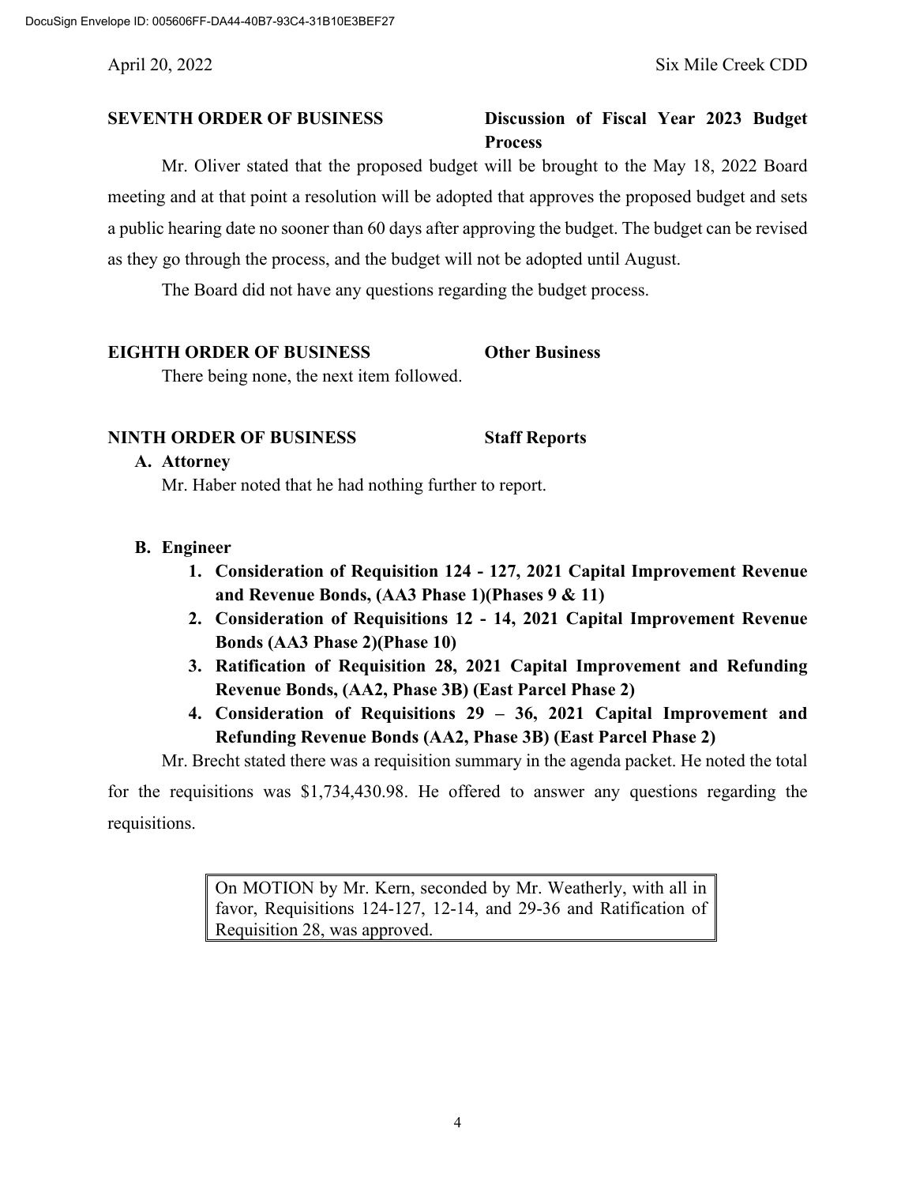**SEVENTH ORDER OF BUSINESS** **Discussion of Fiscal Year 2023 Budget Process**

Mr. Oliver stated that the proposed budget will be brought to the May 18, 2022 Board meeting and at that point a resolution will be adopted that approves the proposed budget and sets a public hearing date no sooner than 60 days after approving the budget. The budget can be revised as they go through the process, and the budget will not be adopted until August.

The Board did not have any questions regarding the budget process.

**EIGHTH ORDER OF BUSINESS** **Other Business**

There being none, the next item followed.

**NINTH ORDER OF BUSINESS** **Staff Reports**

**A. Attorney**

Mr. Haber noted that he had nothing further to report.

**B. Engineer**

1. **Consideration of Requisition 124 - 127, 2021 Capital Improvement Revenue and Revenue Bonds, (AA3 Phase 1)(Phases 9 & 11)**
2. **Consideration of Requisitions 12 - 14, 2021 Capital Improvement Revenue Bonds (AA3 Phase 2)(Phase 10)**
3. **Ratification of Requisition 28, 2021 Capital Improvement and Refunding Revenue Bonds, (AA2, Phase 3B) (East Parcel Phase 2)**
4. **Consideration of Requisitions 29 – 36, 2021 Capital Improvement and Refunding Revenue Bonds (AA2, Phase 3B) (East Parcel Phase 2)**

Mr. Brecht stated there was a requisition summary in the agenda packet. He noted the total for the requisitions was $1,734,430.98. He offered to answer any questions regarding the requisitions.

> On MOTION by Mr. Kern, seconded by Mr. Weatherly, with all in favor, Requisitions 124-127, 12-14, and 29-36 and Ratification of Requisition 28, was approved.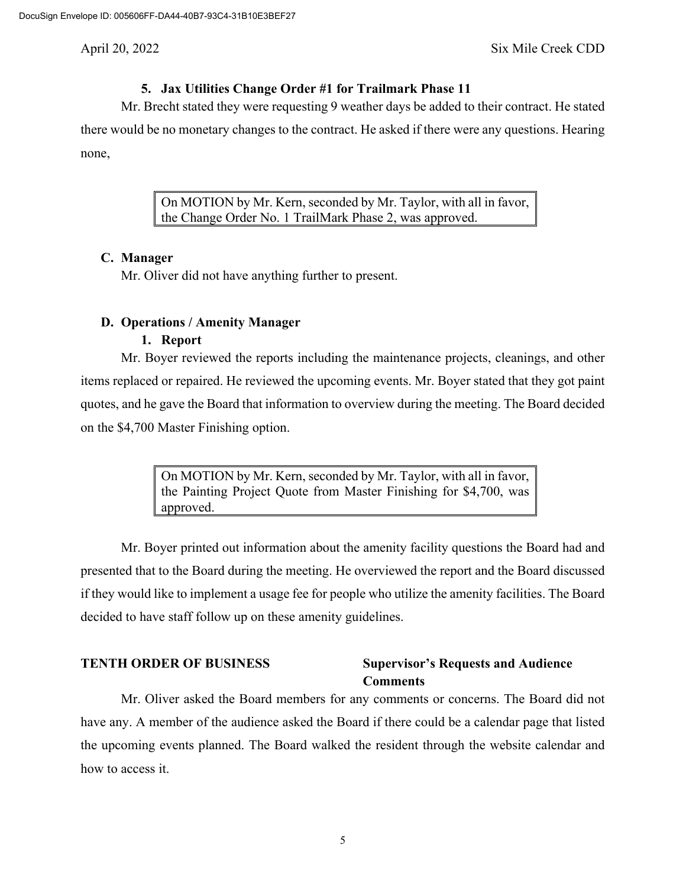**5. Jax Utilities Change Order #1 for Trailmark Phase 11**

Mr. Brecht stated they were requesting 9 weather days be added to their contract. He stated there would be no monetary changes to the contract. He asked if there were any questions. Hearing none,

> On MOTION by Mr. Kern, seconded by Mr. Taylor, with all in favor, the Change Order No. 1 TrailMark Phase 2, was approved.

**C. Manager**

Mr. Oliver did not have anything further to present.

**D. Operations / Amenity Manager**

**1. Report**

Mr. Boyer reviewed the reports including the maintenance projects, cleanings, and other items replaced or repaired. He reviewed the upcoming events. Mr. Boyer stated that they got paint quotes, and he gave the Board that information to overview during the meeting. The Board decided on the $4,700 Master Finishing option.

> On MOTION by Mr. Kern, seconded by Mr. Taylor, with all in favor, the Painting Project Quote from Master Finishing for $4,700, was approved.

Mr. Boyer printed out information about the amenity facility questions the Board had and presented that to the Board during the meeting. He overviewed the report and the Board discussed if they would like to implement a usage fee for people who utilize the amenity facilities. The Board decided to have staff follow up on these amenity guidelines.

**TENTH ORDER OF BUSINESS** **Supervisor's Requests and Audience Comments**

Mr. Oliver asked the Board members for any comments or concerns. The Board did not have any. A member of the audience asked the Board if there could be a calendar page that listed the upcoming events planned. The Board walked the resident through the website calendar and how to access it.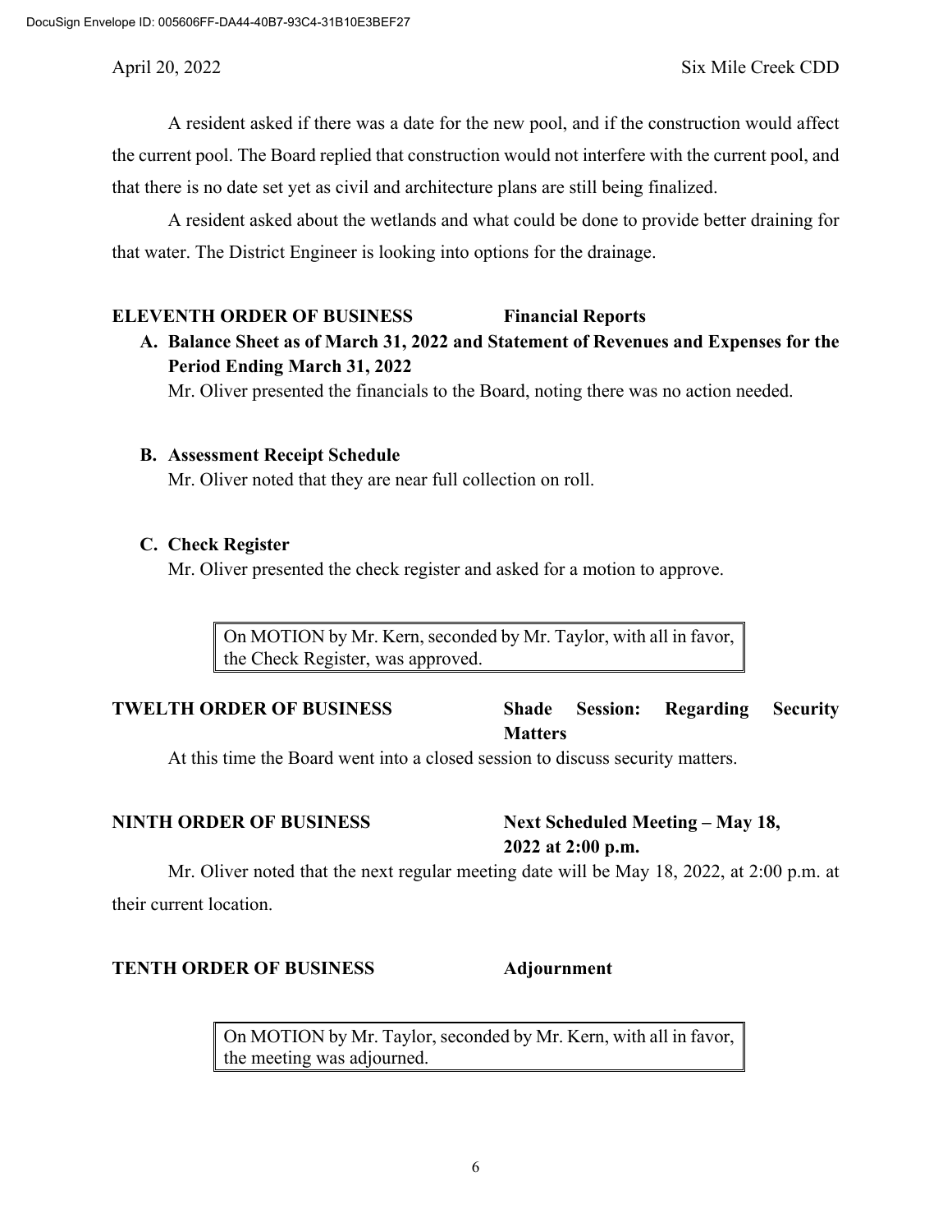A resident asked if there was a date for the new pool, and if the construction would affect the current pool. The Board replied that construction would not interfere with the current pool, and that there is no date set yet as civil and architecture plans are still being finalized.

A resident asked about the wetlands and what could be done to provide better draining for that water. The District Engineer is looking into options for the drainage.

**ELEVENTH ORDER OF BUSINESS Financial Reports**

**A. Balance Sheet as of March 31, 2022 and Statement of Revenues and Expenses for the Period Ending March 31, 2022**

Mr. Oliver presented the financials to the Board, noting there was no action needed.

**B. Assessment Receipt Schedule**

Mr. Oliver noted that they are near full collection on roll.

**C. Check Register**

Mr. Oliver presented the check register and asked for a motion to approve.

> On MOTION by Mr. Kern, seconded by Mr. Taylor, with all in favor, the Check Register, was approved.

**TWELTH ORDER OF BUSINESS Shade Session: Regarding Security Matters**

At this time the Board went into a closed session to discuss security matters.

**NINTH ORDER OF BUSINESS Next Scheduled Meeting – May 18, 2022 at 2:00 p.m.**

Mr. Oliver noted that the next regular meeting date will be May 18, 2022, at 2:00 p.m. at their current location.

**TENTH ORDER OF BUSINESS Adjournment**

> On MOTION by Mr. Taylor, seconded by Mr. Kern, with all in favor, the meeting was adjourned.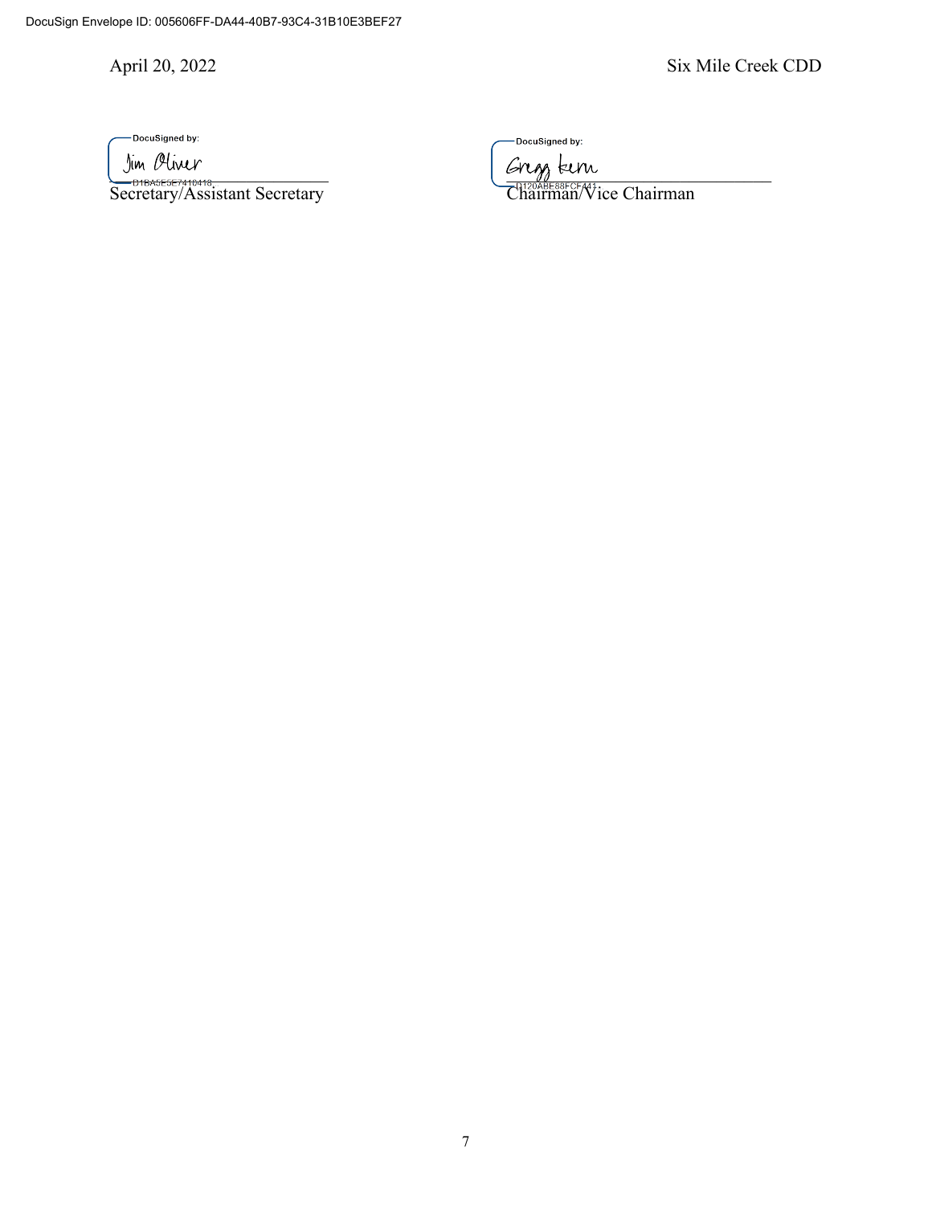April 20, 2022 Six Mile Creek CDD

DocuSigned by:
Jim Oliver
D1BA5E5E7410418...

Secretary/Assistant Secretary

DocuSigned by:
Gregg Kern
D120ABE88FCF441...

Chairman/Vice Chairman